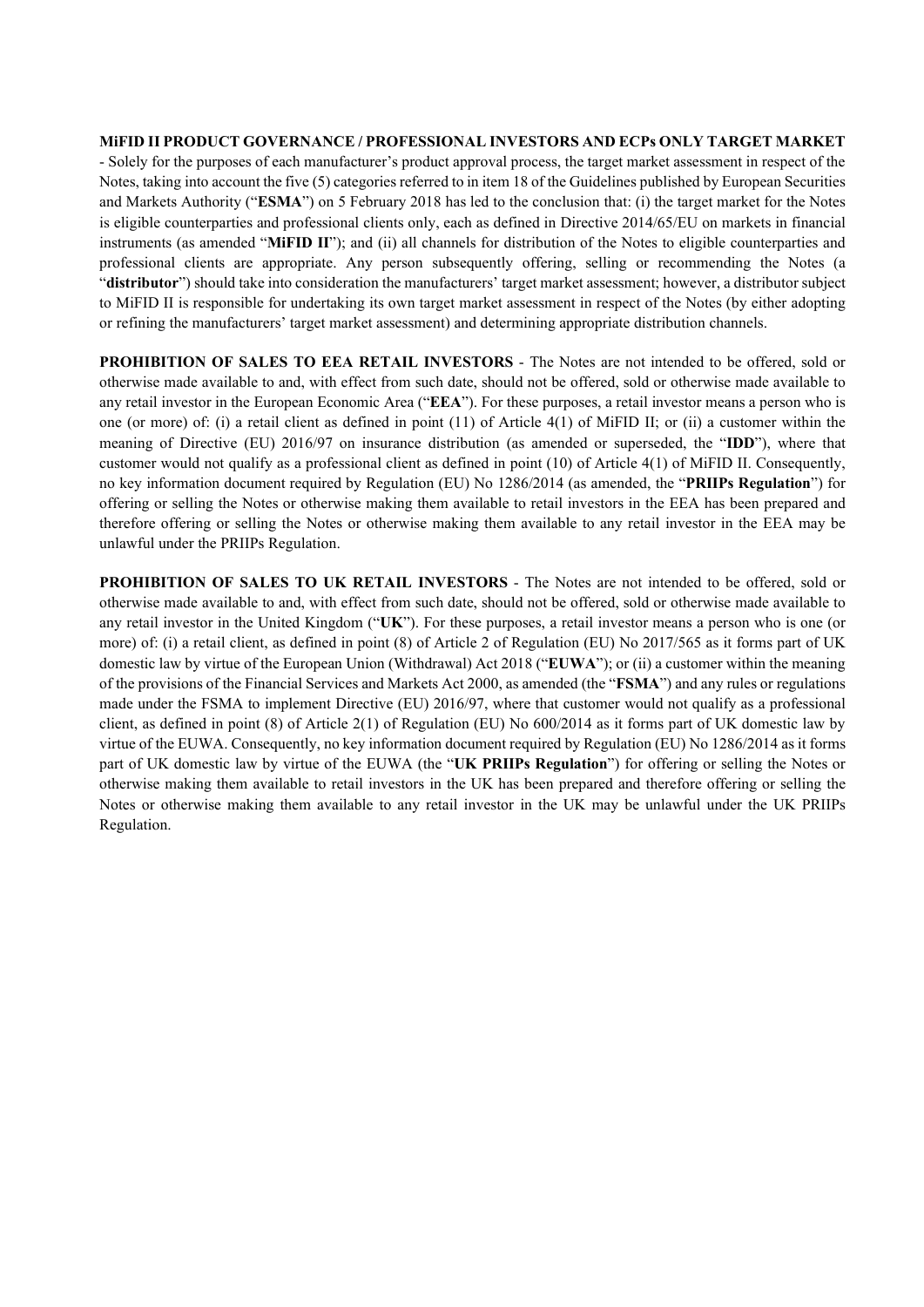**MiFID II PRODUCT GOVERNANCE / PROFESSIONAL INVESTORS AND ECPs ONLY TARGET MARKET** - Solely for the purposes of each manufacturer's product approval process, the target market assessment in respect of the Notes, taking into account the five (5) categories referred to in item 18 of the Guidelines published by European Securities and Markets Authority ("**ESMA**") on 5 February 2018 has led to the conclusion that: (i) the target market for the Notes is eligible counterparties and professional clients only, each as defined in Directive 2014/65/EU on markets in financial instruments (as amended "**MiFID II**"); and (ii) all channels for distribution of the Notes to eligible counterparties and professional clients are appropriate. Any person subsequently offering, selling or recommending the Notes (a "**distributor**") should take into consideration the manufacturers' target market assessment; however, a distributor subject to MiFID II is responsible for undertaking its own target market assessment in respect of the Notes (by either adopting or refining the manufacturers' target market assessment) and determining appropriate distribution channels.

**PROHIBITION OF SALES TO EEA RETAIL INVESTORS** - The Notes are not intended to be offered, sold or otherwise made available to and, with effect from such date, should not be offered, sold or otherwise made available to any retail investor in the European Economic Area ("**EEA**"). For these purposes, a retail investor means a person who is one (or more) of: (i) a retail client as defined in point (11) of Article 4(1) of MiFID II; or (ii) a customer within the meaning of Directive (EU) 2016/97 on insurance distribution (as amended or superseded, the "**IDD**"), where that customer would not qualify as a professional client as defined in point (10) of Article 4(1) of MiFID II. Consequently, no key information document required by Regulation (EU) No 1286/2014 (as amended, the "**PRIIPs Regulation**") for offering or selling the Notes or otherwise making them available to retail investors in the EEA has been prepared and therefore offering or selling the Notes or otherwise making them available to any retail investor in the EEA may be unlawful under the PRIIPs Regulation.

**PROHIBITION OF SALES TO UK RETAIL INVESTORS** - The Notes are not intended to be offered, sold or otherwise made available to and, with effect from such date, should not be offered, sold or otherwise made available to any retail investor in the United Kingdom ("**UK**"). For these purposes, a retail investor means a person who is one (or more) of: (i) a retail client, as defined in point (8) of Article 2 of Regulation (EU) No 2017/565 as it forms part of UK domestic law by virtue of the European Union (Withdrawal) Act 2018 ("**EUWA**"); or (ii) a customer within the meaning of the provisions of the Financial Services and Markets Act 2000, as amended (the "**FSMA**") and any rules or regulations made under the FSMA to implement Directive (EU) 2016/97, where that customer would not qualify as a professional client, as defined in point (8) of Article 2(1) of Regulation (EU) No 600/2014 as it forms part of UK domestic law by virtue of the EUWA. Consequently, no key information document required by Regulation (EU) No 1286/2014 as it forms part of UK domestic law by virtue of the EUWA (the "**UK PRIIPs Regulation**") for offering or selling the Notes or otherwise making them available to retail investors in the UK has been prepared and therefore offering or selling the Notes or otherwise making them available to any retail investor in the UK may be unlawful under the UK PRIIPs Regulation.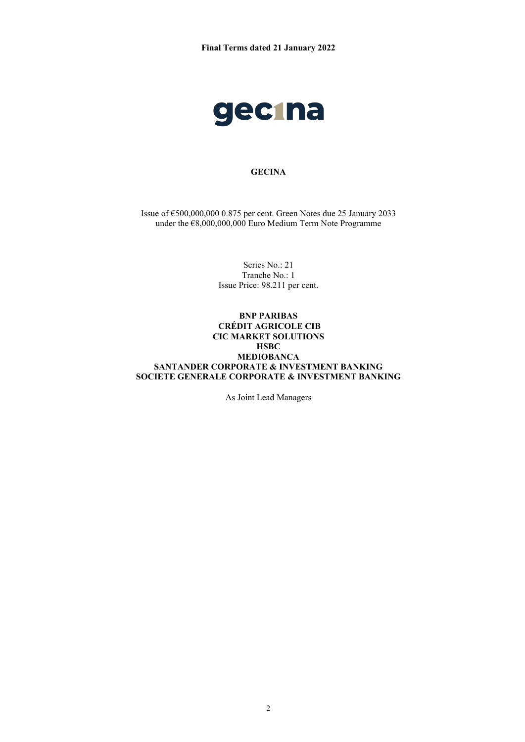**Final Terms dated 21 January 2022**

**GECINA**

Issue of €500,000,000 0.875 per cent. Green Notes due 25 January 2033
under the €8,000,000,000 Euro Medium Term Note Programme

Series No.: 21
Tranche No.: 1
Issue Price: 98.211 per cent.

**BNP PARIBAS**
**CRÉDIT AGRICOLE CIB**
**CIC MARKET SOLUTIONS**
**HSBC**
**MEDIOBANCA**
**SANTANDER CORPORATE & INVESTMENT BANKING**
**SOCIETE GENERALE CORPORATE & INVESTMENT BANKING**

As Joint Lead Managers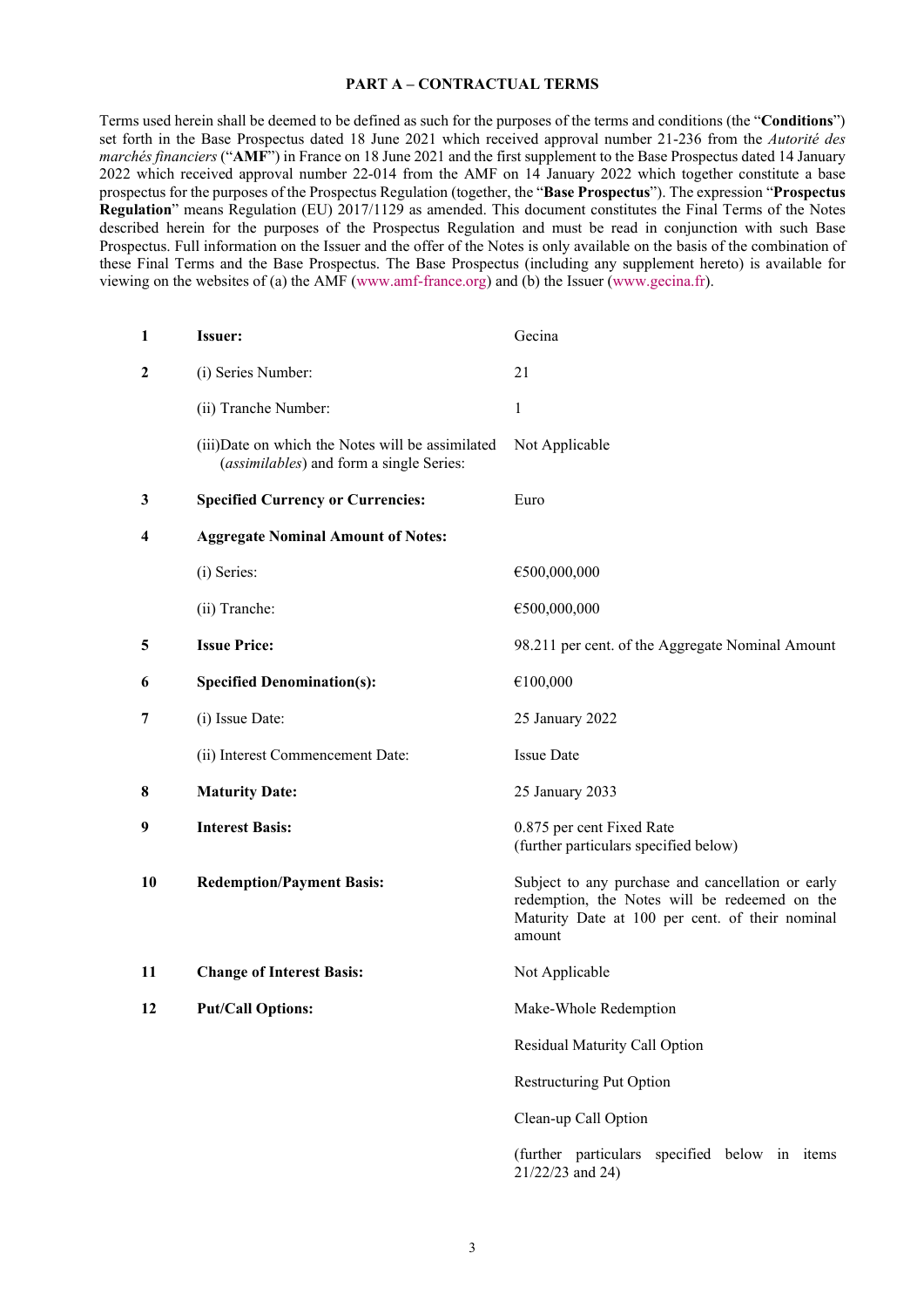**PART A – CONTRACTUAL TERMS**

Terms used herein shall be deemed to be defined as such for the purposes of the terms and conditions (the "**Conditions**") set forth in the Base Prospectus dated 18 June 2021 which received approval number 21-236 from the *Autorité des marchés financiers* ("**AMF**") in France on 18 June 2021 and the first supplement to the Base Prospectus dated 14 January 2022 which received approval number 22-014 from the AMF on 14 January 2022 which together constitute a base prospectus for the purposes of the Prospectus Regulation (together, the "**Base Prospectus**"). The expression "**Prospectus Regulation**" means Regulation (EU) 2017/1129 as amended. This document constitutes the Final Terms of the Notes described herein for the purposes of the Prospectus Regulation and must be read in conjunction with such Base Prospectus. Full information on the Issuer and the offer of the Notes is only available on the basis of the combination of these Final Terms and the Base Prospectus. The Base Prospectus (including any supplement hereto) is available for viewing on the websites of (a) the AMF (www.amf-france.org) and (b) the Issuer (www.gecina.fr).

| | | |
|---|---|---|
| **1** | **Issuer:** | Gecina |
| **2** | (i) Series Number: | 21 |
| | (ii) Tranche Number: | 1 |
| | (iii)Date on which the Notes will be assimilated (*assimilables*) and form a single Series: | Not Applicable |
| **3** | **Specified Currency or Currencies:** | Euro |
| **4** | **Aggregate Nominal Amount of Notes:** | |
| | (i) Series: | €500,000,000 |
| | (ii) Tranche: | €500,000,000 |
| **5** | **Issue Price:** | 98.211 per cent. of the Aggregate Nominal Amount |
| **6** | **Specified Denomination(s):** | €100,000 |
| **7** | (i) Issue Date: | 25 January 2022 |
| | (ii) Interest Commencement Date: | Issue Date |
| **8** | **Maturity Date:** | 25 January 2033 |
| **9** | **Interest Basis:** | 0.875 per cent Fixed Rate (further particulars specified below) |
| **10** | **Redemption/Payment Basis:** | Subject to any purchase and cancellation or early redemption, the Notes will be redeemed on the Maturity Date at 100 per cent. of their nominal amount |
| **11** | **Change of Interest Basis:** | Not Applicable |
| **12** | **Put/Call Options:** | Make-Whole Redemption<br>Residual Maturity Call Option<br>Restructuring Put Option<br>Clean-up Call Option<br>(further particulars specified below in items 21/22/23 and 24) |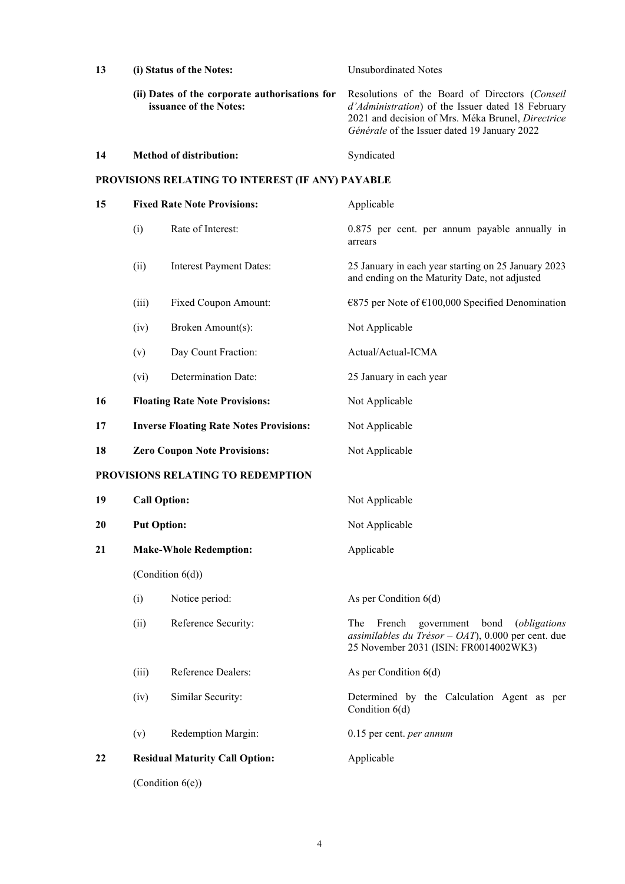| | | | |
|---|---|---|---|
| **13** | **(i) Status of the Notes:** | | Unsubordinated Notes |
| | **(ii) Dates of the corporate authorisations for issuance of the Notes:** | | Resolutions of the Board of Directors (*Conseil d'Administration*) of the Issuer dated 18 February 2021 and decision of Mrs. Méka Brunel, *Directrice Générale* of the Issuer dated 19 January 2022 |
| **14** | **Method of distribution:** | | Syndicated |

**PROVISIONS RELATING TO INTEREST (IF ANY) PAYABLE**

| | | | |
|---|---|---|---|
| **15** | **Fixed Rate Note Provisions:** | | Applicable |
| | (i) | Rate of Interest: | 0.875 per cent. per annum payable annually in arrears |
| | (ii) | Interest Payment Dates: | 25 January in each year starting on 25 January 2023 and ending on the Maturity Date, not adjusted |
| | (iii) | Fixed Coupon Amount: | €875 per Note of €100,000 Specified Denomination |
| | (iv) | Broken Amount(s): | Not Applicable |
| | (v) | Day Count Fraction: | Actual/Actual-ICMA |
| | (vi) | Determination Date: | 25 January in each year |
| **16** | **Floating Rate Note Provisions:** | | Not Applicable |
| **17** | **Inverse Floating Rate Notes Provisions:** | | Not Applicable |
| **18** | **Zero Coupon Note Provisions:** | | Not Applicable |

**PROVISIONS RELATING TO REDEMPTION**

| | | | |
|---|---|---|---|
| **19** | **Call Option:** | | Not Applicable |
| **20** | **Put Option:** | | Not Applicable |
| **21** | **Make-Whole Redemption:** | | Applicable |
| | (Condition 6(d)) | | |
| | (i) | Notice period: | As per Condition 6(d) |
| | (ii) | Reference Security: | The French government bond (*obligations assimilables du Trésor – OAT*), 0.000 per cent. due 25 November 2031 (ISIN: FR0014002WK3) |
| | (iii) | Reference Dealers: | As per Condition 6(d) |
| | (iv) | Similar Security: | Determined by the Calculation Agent as per Condition 6(d) |
| | (v) | Redemption Margin: | 0.15 per cent. *per annum* |
| **22** | **Residual Maturity Call Option:** | | Applicable |
| | (Condition 6(e)) | | |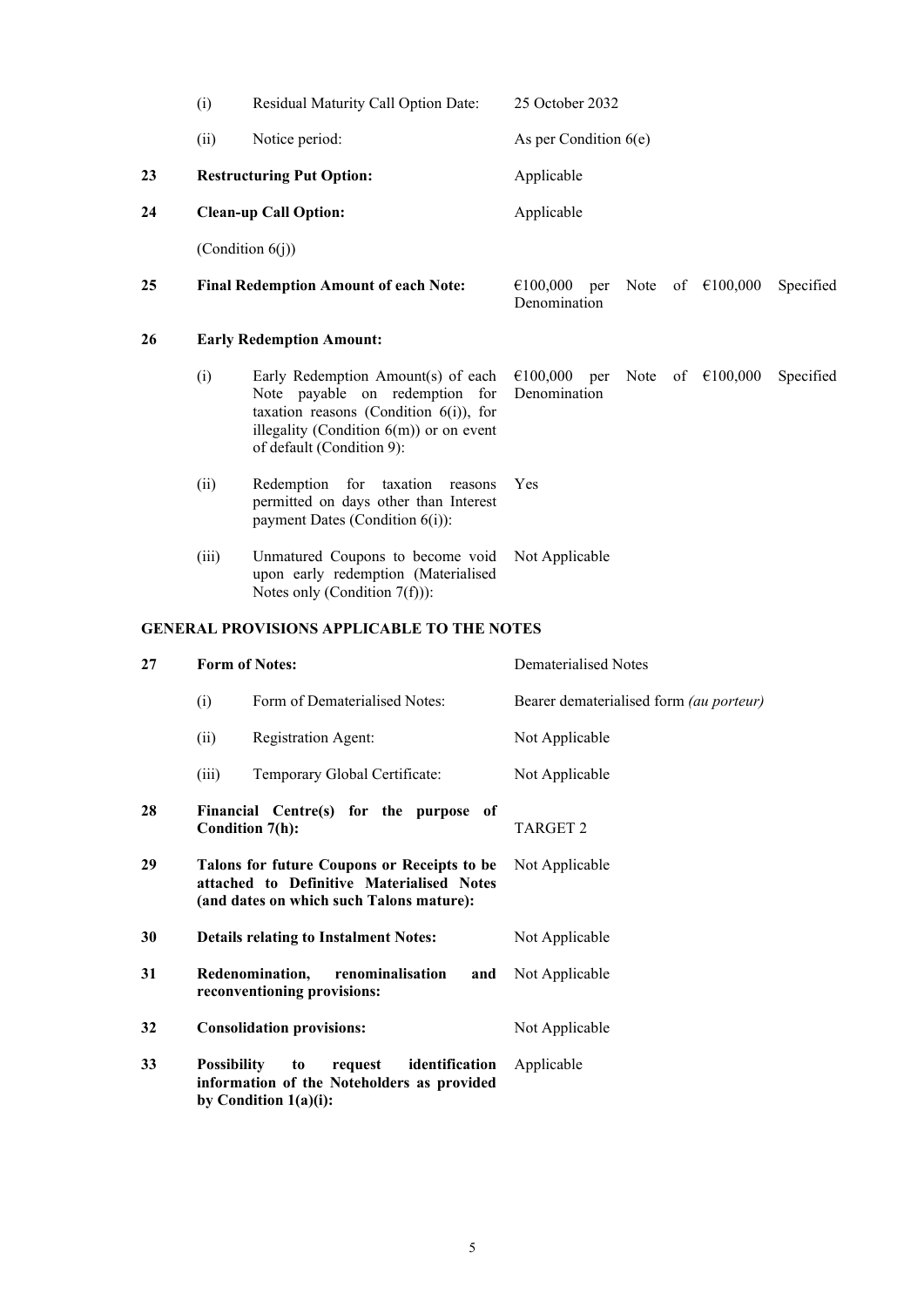| | | | |
|---|---|---|---|
| | (i) | Residual Maturity Call Option Date: | 25 October 2032 |
| | (ii) | Notice period: | As per Condition 6(e) |
| **23** | **Restructuring Put Option:** | | Applicable |
| **24** | **Clean-up Call Option:** | | Applicable |
| | (Condition 6(j)) | | |
| **25** | **Final Redemption Amount of each Note:** | | €100,000 per Note of €100,000 Specified Denomination |
| **26** | **Early Redemption Amount:** | | |
| | (i) | Early Redemption Amount(s) of each Note payable on redemption for taxation reasons (Condition 6(i)), for illegality (Condition 6(m)) or on event of default (Condition 9): | €100,000 per Note of €100,000 Specified Denomination |
| | (ii) | Redemption for taxation reasons permitted on days other than Interest payment Dates (Condition 6(i)): | Yes |
| | (iii) | Unmatured Coupons to become void upon early redemption (Materialised Notes only (Condition 7(f))): | Not Applicable |

**GENERAL PROVISIONS APPLICABLE TO THE NOTES**

| | | | |
|---|---|---|---|
| **27** | **Form of Notes:** | | Dematerialised Notes |
| | (i) | Form of Dematerialised Notes: | Bearer dematerialised form *(au porteur)* |
| | (ii) | Registration Agent: | Not Applicable |
| | (iii) | Temporary Global Certificate: | Not Applicable |
| **28** | **Financial Centre(s) for the purpose of Condition 7(h):** | | TARGET 2 |
| **29** | **Talons for future Coupons or Receipts to be attached to Definitive Materialised Notes (and dates on which such Talons mature):** | | Not Applicable |
| **30** | **Details relating to Instalment Notes:** | | Not Applicable |
| **31** | **Redenomination, renominalisation and reconventioning provisions:** | | Not Applicable |
| **32** | **Consolidation provisions:** | | Not Applicable |
| **33** | **Possibility to request identification information of the Noteholders as provided by Condition 1(a)(i):** | | Applicable |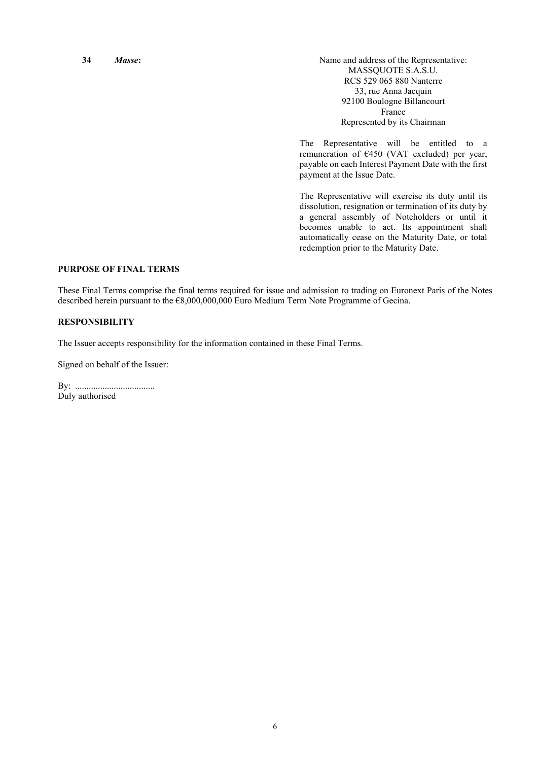| | | |
|---|---|---|
| **34** | ***Masse*:** | Name and address of the Representative:<br>MASSQUOTE S.A.S.U.<br>RCS 529 065 880 Nanterre<br>33, rue Anna Jacquin<br>92100 Boulogne Billancourt<br>France<br>Represented by its Chairman<br><br>The Representative will be entitled to a remuneration of €450 (VAT excluded) per year, payable on each Interest Payment Date with the first payment at the Issue Date.<br><br>The Representative will exercise its duty until its dissolution, resignation or termination of its duty by a general assembly of Noteholders or until it becomes unable to act. Its appointment shall automatically cease on the Maturity Date, or total redemption prior to the Maturity Date. |

**PURPOSE OF FINAL TERMS**

These Final Terms comprise the final terms required for issue and admission to trading on Euronext Paris of the Notes described herein pursuant to the €8,000,000,000 Euro Medium Term Note Programme of Gecina.

**RESPONSIBILITY**

The Issuer accepts responsibility for the information contained in these Final Terms.

Signed on behalf of the Issuer:

By: ...................................
Duly authorised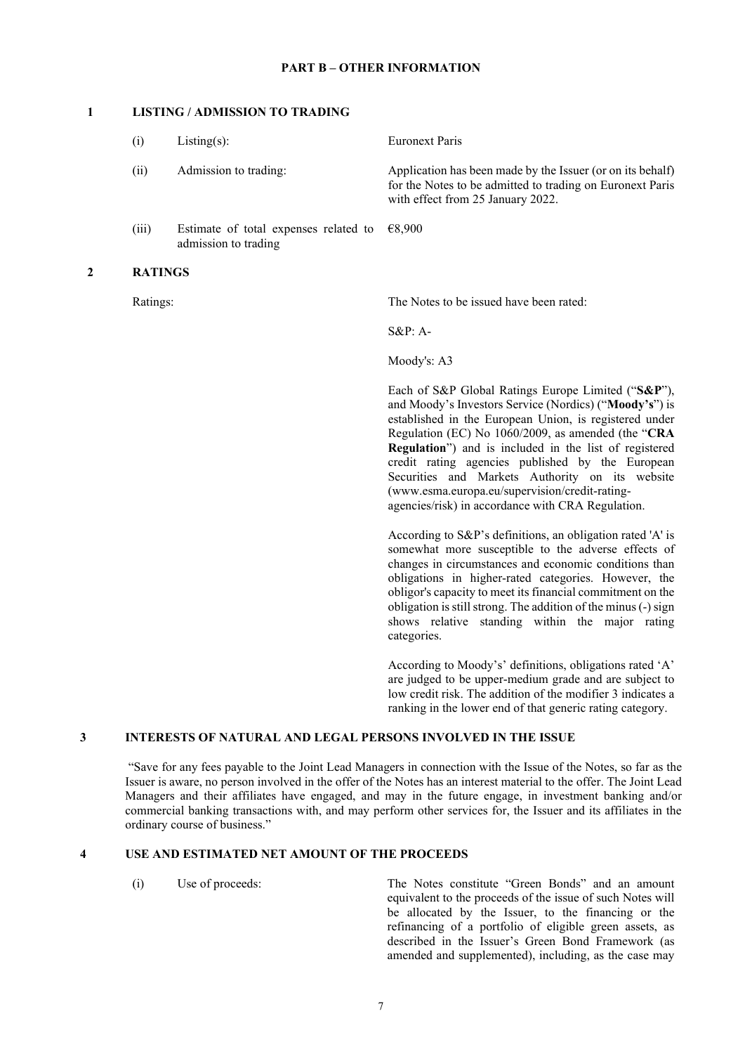## PART B – OTHER INFORMATION

### 1 LISTING / ADMISSION TO TRADING

| | | |
|---|---|---|
| (i) | Listing(s): | Euronext Paris |
| (ii) | Admission to trading: | Application has been made by the Issuer (or on its behalf) for the Notes to be admitted to trading on Euronext Paris with effect from 25 January 2022. |
| (iii) | Estimate of total expenses related to admission to trading | €8,900 |

### 2 RATINGS

Ratings: The Notes to be issued have been rated:

S&P: A-

Moody's: A3

Each of S&P Global Ratings Europe Limited ("**S&P**"), and Moody's Investors Service (Nordics) ("**Moody's**") is established in the European Union, is registered under Regulation (EC) No 1060/2009, as amended (the "**CRA Regulation**") and is included in the list of registered credit rating agencies published by the European Securities and Markets Authority on its website (www.esma.europa.eu/supervision/credit-rating-agencies/risk) in accordance with CRA Regulation.

According to S&P's definitions, an obligation rated 'A' is somewhat more susceptible to the adverse effects of changes in circumstances and economic conditions than obligations in higher-rated categories. However, the obligor's capacity to meet its financial commitment on the obligation is still strong. The addition of the minus (-) sign shows relative standing within the major rating categories.

According to Moody's' definitions, obligations rated 'A' are judged to be upper-medium grade and are subject to low credit risk. The addition of the modifier 3 indicates a ranking in the lower end of that generic rating category.

### 3 INTERESTS OF NATURAL AND LEGAL PERSONS INVOLVED IN THE ISSUE

"Save for any fees payable to the Joint Lead Managers in connection with the Issue of the Notes, so far as the Issuer is aware, no person involved in the offer of the Notes has an interest material to the offer. The Joint Lead Managers and their affiliates have engaged, and may in the future engage, in investment banking and/or commercial banking transactions with, and may perform other services for, the Issuer and its affiliates in the ordinary course of business."

### 4 USE AND ESTIMATED NET AMOUNT OF THE PROCEEDS

| | | |
|---|---|---|
| (i) | Use of proceeds: | The Notes constitute "Green Bonds" and an amount equivalent to the proceeds of the issue of such Notes will be allocated by the Issuer, to the financing or the refinancing of a portfolio of eligible green assets, as described in the Issuer's Green Bond Framework (as amended and supplemented), including, as the case may |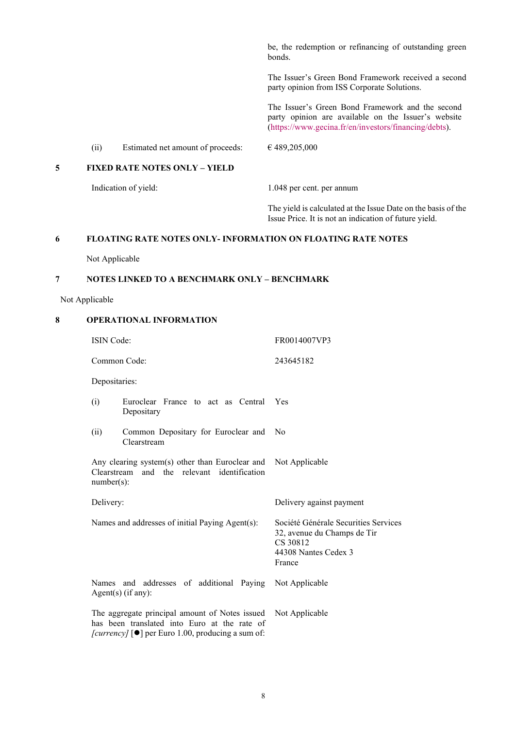| | |
|---|---|
| | be, the redemption or refinancing of outstanding green bonds. |
| | The Issuer's Green Bond Framework received a second party opinion from ISS Corporate Solutions. |
| | The Issuer's Green Bond Framework and the second party opinion are available on the Issuer's website (https://www.gecina.fr/en/investors/financing/debts). |
| (ii) Estimated net amount of proceeds: | € 489,205,000 |

## 5 FIXED RATE NOTES ONLY – YIELD

| | |
|---|---|
| Indication of yield: | 1.048 per cent. per annum |
| | The yield is calculated at the Issue Date on the basis of the Issue Price. It is not an indication of future yield. |

## 6 FLOATING RATE NOTES ONLY- INFORMATION ON FLOATING RATE NOTES

Not Applicable

## 7 NOTES LINKED TO A BENCHMARK ONLY – BENCHMARK

Not Applicable

## 8 OPERATIONAL INFORMATION

| | |
|---|---|
| ISIN Code: | FR0014007VP3 |
| Common Code: | 243645182 |
| Depositaries: | |
| (i) Euroclear France to act as Central Depositary | Yes |
| (ii) Common Depositary for Euroclear and Clearstream | No |
| Any clearing system(s) other than Euroclear and Clearstream and the relevant identification number(s): | Not Applicable |
| Delivery: | Delivery against payment |
| Names and addresses of initial Paying Agent(s): | Société Générale Securities Services<br>32, avenue du Champs de Tir<br>CS 30812<br>44308 Nantes Cedex 3<br>France |
| Names and addresses of additional Paying Agent(s) (if any): | Not Applicable |
| The aggregate principal amount of Notes issued has been translated into Euro at the rate of *[currency]* [●] per Euro 1.00, producing a sum of: | Not Applicable |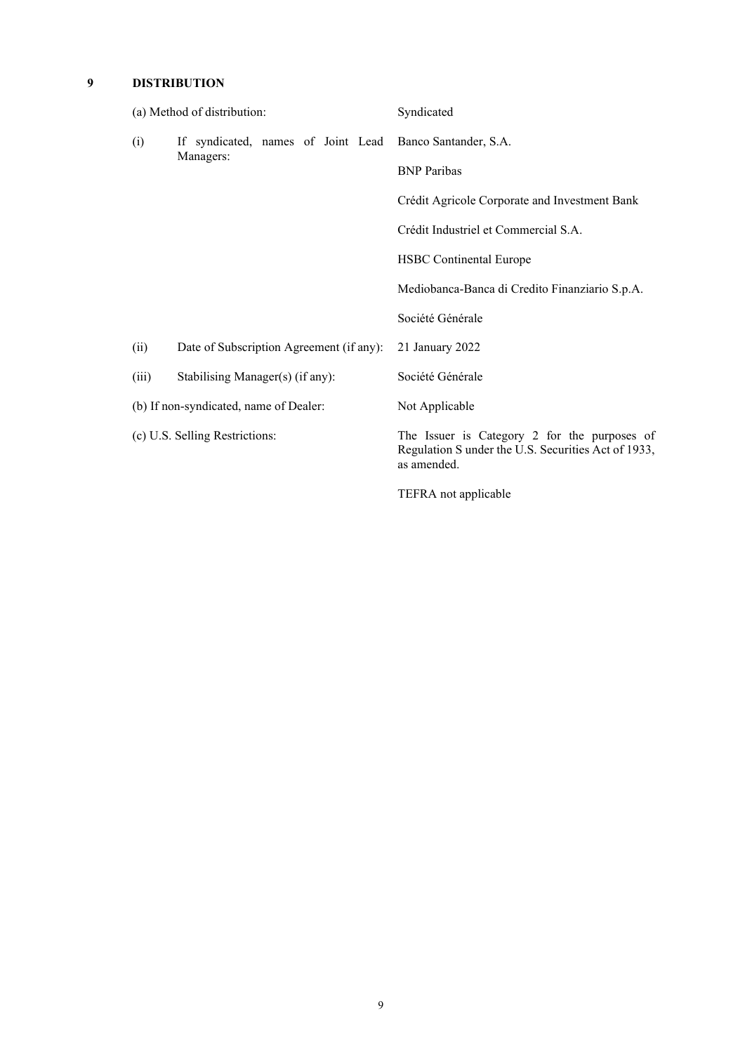## 9 DISTRIBUTION

| | |
|---|---|
| (a) Method of distribution: | Syndicated |
| (i) If syndicated, names of Joint Lead Managers: | Banco Santander, S.A.<br><br>BNP Paribas<br><br>Crédit Agricole Corporate and Investment Bank<br><br>Crédit Industriel et Commercial S.A.<br><br>HSBC Continental Europe<br><br>Mediobanca-Banca di Credito Finanziario S.p.A.<br><br>Société Générale |
| (ii) Date of Subscription Agreement (if any): | 21 January 2022 |
| (iii) Stabilising Manager(s) (if any): | Société Générale |
| (b) If non-syndicated, name of Dealer: | Not Applicable |
| (c) U.S. Selling Restrictions: | The Issuer is Category 2 for the purposes of Regulation S under the U.S. Securities Act of 1933, as amended.<br><br>TEFRA not applicable |